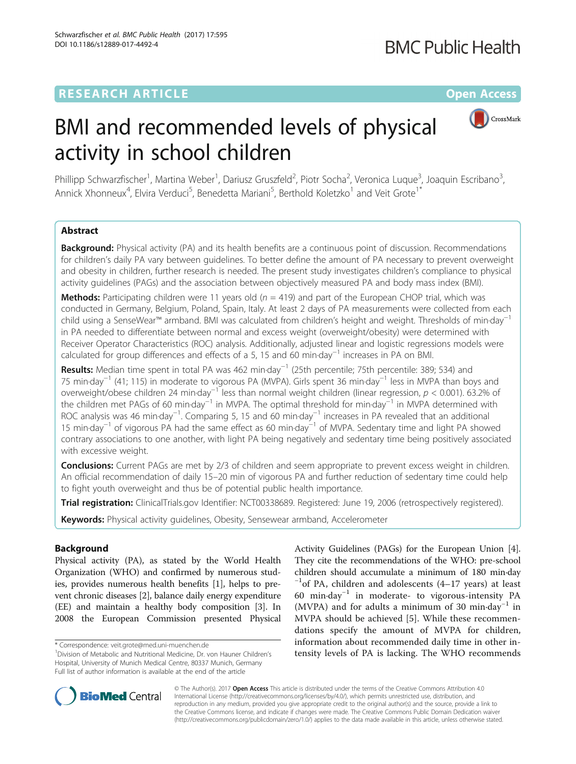RESEARCH ARTICLE

Open Access

# BMI and recommended levels of physical activity in school children

Phillipp Schwarzfischer[1], Martina Weber[1], Dariusz Gruszfeld[2], Piotr Socha[2], Veronica Luque[3], Joaquin Escribano[3], Annick Xhonneux[4], Elvira Verduci[5], Benedetta Mariani[5], Berthold Koletzko[1] and Veit Grote[1*]

## Abstract

**Background:** Physical activity (PA) and its health benefits are a continuous point of discussion. Recommendations for children's daily PA vary between guidelines. To better define the amount of PA necessary to prevent overweight and obesity in children, further research is needed. The present study investigates children's compliance to physical activity guidelines (PAGs) and the association between objectively measured PA and body mass index (BMI).

**Methods:** Participating children were 11 years old ($n = 419$) and part of the European CHOP trial, which was conducted in Germany, Belgium, Poland, Spain, Italy. At least 2 days of PA measurements were collected from each child using a SenseWear™ armband. BMI was calculated from children's height and weight. Thresholds of min·day$^{-1}$ in PA needed to differentiate between normal and excess weight (overweight/obesity) were determined with Receiver Operator Characteristics (ROC) analysis. Additionally, adjusted linear and logistic regressions models were calculated for group differences and effects of a 5, 15 and 60 min·day$^{-1}$ increases in PA on BMI.

**Results:** Median time spent in total PA was 462 min·day$^{-1}$ (25th percentile; 75th percentile: 389; 534) and 75 min·day$^{-1}$ (41; 115) in moderate to vigorous PA (MVPA). Girls spent 36 min·day$^{-1}$ less in MVPA than boys and overweight/obese children 24 min·day$^{-1}$ less than normal weight children (linear regression, $p < 0.001$). 63.2% of the children met PAGs of 60 min·day$^{-1}$ in MVPA. The optimal threshold for min·day$^{-1}$ in MVPA determined with ROC analysis was 46 min·day$^{-1}$. Comparing 5, 15 and 60 min·day$^{-1}$ increases in PA revealed that an additional 15 min·day$^{-1}$ of vigorous PA had the same effect as 60 min·day$^{-1}$ of MVPA. Sedentary time and light PA showed contrary associations to one another, with light PA being negatively and sedentary time being positively associated with excessive weight.

**Conclusions:** Current PAGs are met by 2/3 of children and seem appropriate to prevent excess weight in children. An official recommendation of daily 15–20 min of vigorous PA and further reduction of sedentary time could help to fight youth overweight and thus be of potential public health importance.

**Trial registration:** ClinicalTrials.gov Identifier: NCT00338689. Registered: June 19, 2006 (retrospectively registered).

**Keywords:** Physical activity guidelines, Obesity, Sensewear armband, Accelerometer

## Background

Physical activity (PA), as stated by the World Health Organization (WHO) and confirmed by numerous studies, provides numerous health benefits [1], helps to prevent chronic diseases [2], balance daily energy expenditure (EE) and maintain a healthy body composition [3]. In 2008 the European Commission presented Physical Activity Guidelines (PAGs) for the European Union [4]. They cite the recommendations of the WHO: pre-school children should accumulate a minimum of 180 min·day$^{-1}$of PA, children and adolescents (4–17 years) at least 60 min·day$^{-1}$ in moderate- to vigorous-intensity PA (MVPA) and for adults a minimum of 30 min·day$^{-1}$ in MVPA should be achieved [5]. While these recommendations specify the amount of MVPA for children, information about recommended daily time in other intensity levels of PA is lacking. The WHO recommends

\* Correspondence: veit.grote@med.uni-muenchen.de
[1]Division of Metabolic and Nutritional Medicine, Dr. von Hauner Children's Hospital, University of Munich Medical Centre, 80337 Munich, Germany
Full list of author information is available at the end of the article

© The Author(s). 2017 **Open Access** This article is distributed under the terms of the Creative Commons Attribution 4.0 International License (http://creativecommons.org/licenses/by/4.0/), which permits unrestricted use, distribution, and reproduction in any medium, provided you give appropriate credit to the original author(s) and the source, provide a link to the Creative Commons license, and indicate if changes were made. The Creative Commons Public Domain Dedication waiver (http://creativecommons.org/publicdomain/zero/1.0/) applies to the data made available in this article, unless otherwise stated.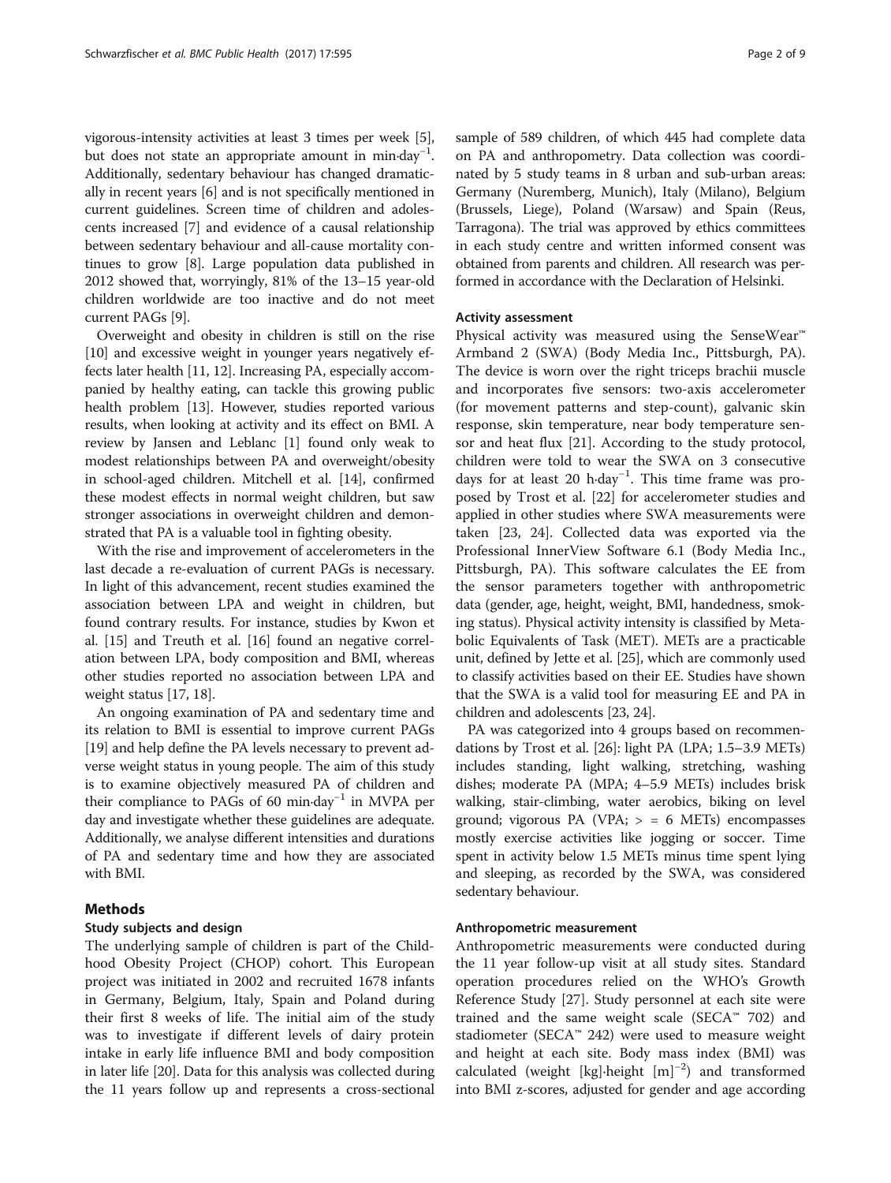vigorous-intensity activities at least 3 times per week [5], but does not state an appropriate amount in min·day$^{-1}$. Additionally, sedentary behaviour has changed dramatically in recent years [6] and is not specifically mentioned in current guidelines. Screen time of children and adolescents increased [7] and evidence of a causal relationship between sedentary behaviour and all-cause mortality continues to grow [8]. Large population data published in 2012 showed that, worryingly, 81% of the 13–15 year-old children worldwide are too inactive and do not meet current PAGs [9].

Overweight and obesity in children is still on the rise [10] and excessive weight in younger years negatively effects later health [11, 12]. Increasing PA, especially accompanied by healthy eating, can tackle this growing public health problem [13]. However, studies reported various results, when looking at activity and its effect on BMI. A review by Jansen and Leblanc [1] found only weak to modest relationships between PA and overweight/obesity in school-aged children. Mitchell et al. [14], confirmed these modest effects in normal weight children, but saw stronger associations in overweight children and demonstrated that PA is a valuable tool in fighting obesity.

With the rise and improvement of accelerometers in the last decade a re-evaluation of current PAGs is necessary. In light of this advancement, recent studies examined the association between LPA and weight in children, but found contrary results. For instance, studies by Kwon et al. [15] and Treuth et al. [16] found an negative correlation between LPA, body composition and BMI, whereas other studies reported no association between LPA and weight status [17, 18].

An ongoing examination of PA and sedentary time and its relation to BMI is essential to improve current PAGs [19] and help define the PA levels necessary to prevent adverse weight status in young people. The aim of this study is to examine objectively measured PA of children and their compliance to PAGs of 60 min·day$^{-1}$ in MVPA per day and investigate whether these guidelines are adequate. Additionally, we analyse different intensities and durations of PA and sedentary time and how they are associated with BMI.

## Methods

### Study subjects and design

The underlying sample of children is part of the Childhood Obesity Project (CHOP) cohort. This European project was initiated in 2002 and recruited 1678 infants in Germany, Belgium, Italy, Spain and Poland during their first 8 weeks of life. The initial aim of the study was to investigate if different levels of dairy protein intake in early life influence BMI and body composition in later life [20]. Data for this analysis was collected during the 11 years follow up and represents a cross-sectional sample of 589 children, of which 445 had complete data on PA and anthropometry. Data collection was coordinated by 5 study teams in 8 urban and sub-urban areas: Germany (Nuremberg, Munich), Italy (Milano), Belgium (Brussels, Liege), Poland (Warsaw) and Spain (Reus, Tarragona). The trial was approved by ethics committees in each study centre and written informed consent was obtained from parents and children. All research was performed in accordance with the Declaration of Helsinki.

### Activity assessment

Physical activity was measured using the SenseWear™ Armband 2 (SWA) (Body Media Inc., Pittsburgh, PA). The device is worn over the right triceps brachii muscle and incorporates five sensors: two-axis accelerometer (for movement patterns and step-count), galvanic skin response, skin temperature, near body temperature sensor and heat flux [21]. According to the study protocol, children were told to wear the SWA on 3 consecutive days for at least 20 h·day$^{-1}$. This time frame was proposed by Trost et al. [22] for accelerometer studies and applied in other studies where SWA measurements were taken [23, 24]. Collected data was exported via the Professional InnerView Software 6.1 (Body Media Inc., Pittsburgh, PA). This software calculates the EE from the sensor parameters together with anthropometric data (gender, age, height, weight, BMI, handedness, smoking status). Physical activity intensity is classified by Metabolic Equivalents of Task (MET). METs are a practicable unit, defined by Jette et al. [25], which are commonly used to classify activities based on their EE. Studies have shown that the SWA is a valid tool for measuring EE and PA in children and adolescents [23, 24].

PA was categorized into 4 groups based on recommendations by Trost et al. [26]: light PA (LPA; 1.5–3.9 METs) includes standing, light walking, stretching, washing dishes; moderate PA (MPA; 4–5.9 METs) includes brisk walking, stair-climbing, water aerobics, biking on level ground; vigorous PA (VPA; > = 6 METs) encompasses mostly exercise activities like jogging or soccer. Time spent in activity below 1.5 METs minus time spent lying and sleeping, as recorded by the SWA, was considered sedentary behaviour.

### Anthropometric measurement

Anthropometric measurements were conducted during the 11 year follow-up visit at all study sites. Standard operation procedures relied on the WHO's Growth Reference Study [27]. Study personnel at each site were trained and the same weight scale (SECA™ 702) and stadiometer (SECA™ 242) were used to measure weight and height at each site. Body mass index (BMI) was calculated (weight [kg]·height [m]$^{-2}$) and transformed into BMI z-scores, adjusted for gender and age according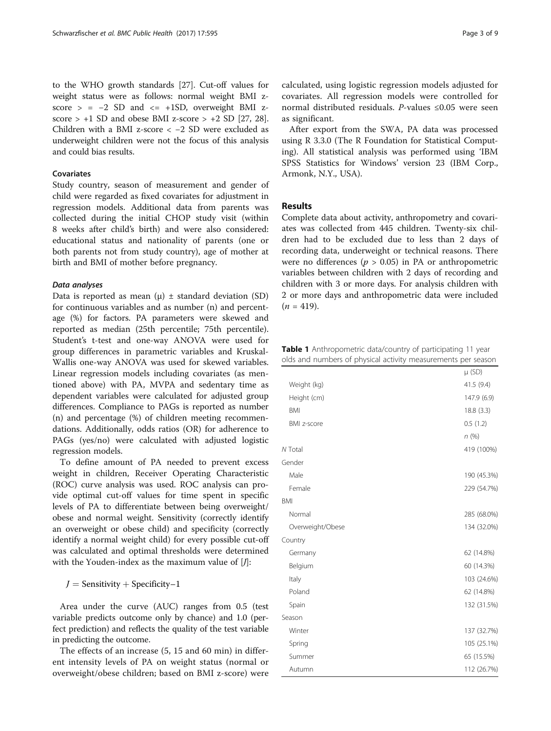to the WHO growth standards [27]. Cut-off values for weight status were as follows: normal weight BMI z-score $> = -2$ SD and $<= +1$SD, overweight BMI z-score $> +1$ SD and obese BMI z-score $> +2$ SD [27, 28]. Children with a BMI z-score $< -2$ SD were excluded as underweight children were not the focus of this analysis and could bias results.

### Covariates

Study country, season of measurement and gender of child were regarded as fixed covariates for adjustment in regression models. Additional data from parents was collected during the initial CHOP study visit (within 8 weeks after child's birth) and were also considered: educational status and nationality of parents (one or both parents not from study country), age of mother at birth and BMI of mother before pregnancy.

#### *Data analyses*

Data is reported as mean ($\mu$) ± standard deviation (SD) for continuous variables and as number (n) and percentage (%) for factors. PA parameters were skewed and reported as median (25th percentile; 75th percentile). Student's t-test and one-way ANOVA were used for group differences in parametric variables and Kruskal-Wallis one-way ANOVA was used for skewed variables. Linear regression models including covariates (as mentioned above) with PA, MVPA and sedentary time as dependent variables were calculated for adjusted group differences. Compliance to PAGs is reported as number (n) and percentage (%) of children meeting recommendations. Additionally, odds ratios (OR) for adherence to PAGs (yes/no) were calculated with adjusted logistic regression models.

To define amount of PA needed to prevent excess weight in children, Receiver Operating Characteristic (ROC) curve analysis was used. ROC analysis can provide optimal cut-off values for time spent in specific levels of PA to differentiate between being overweight/obese and normal weight. Sensitivity (correctly identify an overweight or obese child) and specificity (correctly identify a normal weight child) for every possible cut-off was calculated and optimal thresholds were determined with the Youden-index as the maximum value of [$J$]:

$$J = \text{Sensitivity} + \text{Specificity} - 1$$

Area under the curve (AUC) ranges from 0.5 (test variable predicts outcome only by chance) and 1.0 (perfect prediction) and reflects the quality of the test variable in predicting the outcome.

The effects of an increase (5, 15 and 60 min) in different intensity levels of PA on weight status (normal or overweight/obese children; based on BMI z-score) were calculated, using logistic regression models adjusted for covariates. All regression models were controlled for normal distributed residuals. $P$-values $\leq 0.05$ were seen as significant.

After export from the SWA, PA data was processed using R 3.3.0 (The R Foundation for Statistical Computing). All statistical analysis was performed using 'IBM SPSS Statistics for Windows' version 23 (IBM Corp., Armonk, N.Y., USA).

## Results

Complete data about activity, anthropometry and covariates was collected from 445 children. Twenty-six children had to be excluded due to less than 2 days of recording data, underweight or technical reasons. There were no differences ($p > 0.05$) in PA or anthropometric variables between children with 2 days of recording and children with 3 or more days. For analysis children with 2 or more days and anthropometric data were included ($n = 419$).

**Table 1** Anthropometric data/country of participating 11 year olds and numbers of physical activity measurements per season

| | $\mu$ (SD) |
|---|---|
| Weight (kg) | 41.5 (9.4) |
| Height (cm) | 147.9 (6.9) |
| BMI | 18.8 (3.3) |
| BMI z-score | 0.5 (1.2) |
| | *n* (%) |
| *N* Total | 419 (100%) |
| Gender | |
| Male | 190 (45.3%) |
| Female | 229 (54.7%) |
| BMI | |
| Normal | 285 (68.0%) |
| Overweight/Obese | 134 (32.0%) |
| Country | |
| Germany | 62 (14.8%) |
| Belgium | 60 (14.3%) |
| Italy | 103 (24.6%) |
| Poland | 62 (14.8%) |
| Spain | 132 (31.5%) |
| Season | |
| Winter | 137 (32.7%) |
| Spring | 105 (25.1%) |
| Summer | 65 (15.5%) |
| Autumn | 112 (26.7%) |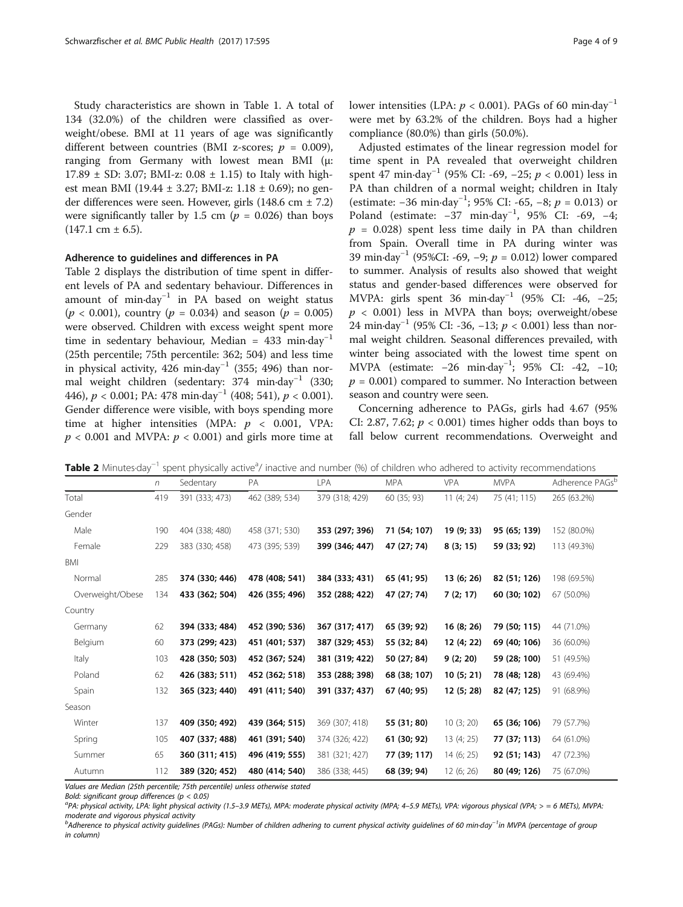Study characteristics are shown in Table 1. A total of 134 (32.0%) of the children were classified as overweight/obese. BMI at 11 years of age was significantly different between countries (BMI z-scores; $p = 0.009$), ranging from Germany with lowest mean BMI (µ: 17.89 ± SD: 3.07; BMI-z: 0.08 ± 1.15) to Italy with highest mean BMI (19.44 ± 3.27; BMI-z: 1.18 ± 0.69); no gender differences were seen. However, girls (148.6 cm ± 7.2) were significantly taller by 1.5 cm ($p = 0.026$) than boys (147.1 cm ± 6.5).

### Adherence to guidelines and differences in PA

Table 2 displays the distribution of time spent in different levels of PA and sedentary behaviour. Differences in amount of min·day$^{-1}$ in PA based on weight status ($p < 0.001$), country ($p = 0.034$) and season ($p = 0.005$) were observed. Children with excess weight spent more time in sedentary behaviour, Median = 433 min·day$^{-1}$ (25th percentile; 75th percentile: 362; 504) and less time in physical activity, 426 min·day$^{-1}$ (355; 496) than normal weight children (sedentary: 374 min·day$^{-1}$ (330; 446), $p < 0.001$; PA: 478 min·day$^{-1}$ (408; 541), $p < 0.001$). Gender difference were visible, with boys spending more time at higher intensities (MPA: $p < 0.001$, VPA: $p < 0.001$ and MVPA: $p < 0.001$) and girls more time at lower intensities (LPA: $p < 0.001$). PAGs of 60 min·day$^{-1}$ were met by 63.2% of the children. Boys had a higher compliance (80.0%) than girls (50.0%).

Adjusted estimates of the linear regression model for time spent in PA revealed that overweight children spent 47 min·day$^{-1}$ (95% CI: -69, −25; $p < 0.001$) less in PA than children of a normal weight; children in Italy (estimate: −36 min·day$^{-1}$; 95% CI: -65, −8; $p = 0.013$) or Poland (estimate: −37 min·day$^{-1}$, 95% CI: -69, −4; $p = 0.028$) spent less time daily in PA than children from Spain. Overall time in PA during winter was 39 min·day$^{-1}$ (95%CI: -69, −9; $p = 0.012$) lower compared to summer. Analysis of results also showed that weight status and gender-based differences were observed for MVPA: girls spent 36 min·day$^{-1}$ (95% CI: -46, −25; $p < 0.001$) less in MVPA than boys; overweight/obese 24 min·day$^{-1}$ (95% CI: -36, −13; $p < 0.001$) less than normal weight children. Seasonal differences prevailed, with winter being associated with the lowest time spent on MVPA (estimate: −26 min·day$^{-1}$; 95% CI: -42, −10; $p = 0.001$) compared to summer. No Interaction between season and country were seen.

Concerning adherence to PAGs, girls had 4.67 (95% CI: 2.87, 7.62; $p < 0.001$) times higher odds than boys to fall below current recommendations. Overweight and

**Table 2** Minutes·day$^{-1}$ spent physically active[a]/ inactive and number (%) of children who adhered to activity recommendations

| | n | Sedentary | PA | LPA | MPA | VPA | MVPA | Adherence PAGs[b] |
|---|---|---|---|---|---|---|---|---|
| Total | 419 | 391 (333; 473) | 462 (389; 534) | 379 (318; 429) | 60 (35; 93) | 11 (4; 24) | 75 (41; 115) | 265 (63.2%) |
| Gender | | | | | | | | |
| Male | 190 | 404 (338; 480) | 458 (371; 530) | **353 (297; 396)** | **71 (54; 107)** | **19 (9; 33)** | **95 (65; 139)** | 152 (80.0%) |
| Female | 229 | 383 (330; 458) | 473 (395; 539) | **399 (346; 447)** | **47 (27; 74)** | **8 (3; 15)** | **59 (33; 92)** | 113 (49.3%) |
| BMI | | | | | | | | |
| Normal | 285 | **374 (330; 446)** | **478 (408; 541)** | **384 (333; 431)** | **65 (41; 95)** | **13 (6; 26)** | **82 (51; 126)** | 198 (69.5%) |
| Overweight/Obese | 134 | **433 (362; 504)** | **426 (355; 496)** | **352 (288; 422)** | **47 (27; 74)** | **7 (2; 17)** | **60 (30; 102)** | 67 (50.0%) |
| Country | | | | | | | | |
| Germany | 62 | **394 (333; 484)** | **452 (390; 536)** | **367 (317; 417)** | **65 (39; 92)** | **16 (8; 26)** | **79 (50; 115)** | 44 (71.0%) |
| Belgium | 60 | **373 (299; 423)** | **451 (401; 537)** | **387 (329; 453)** | **55 (32; 84)** | **12 (4; 22)** | **69 (40; 106)** | 36 (60.0%) |
| Italy | 103 | **428 (350; 503)** | **452 (367; 524)** | **381 (319; 422)** | **50 (27; 84)** | **9 (2; 20)** | **59 (28; 100)** | 51 (49.5%) |
| Poland | 62 | **426 (383; 511)** | **452 (362; 518)** | **353 (288; 398)** | **68 (38; 107)** | **10 (5; 21)** | **78 (48; 128)** | 43 (69.4%) |
| Spain | 132 | **365 (323; 440)** | **491 (411; 540)** | **391 (337; 437)** | **67 (40; 95)** | **12 (5; 28)** | **82 (47; 125)** | 91 (68.9%) |
| Season | | | | | | | | |
| Winter | 137 | **409 (350; 492)** | **439 (364; 515)** | 369 (307; 418) | **55 (31; 80)** | 10 (3; 20) | **65 (36; 106)** | 79 (57.7%) |
| Spring | 105 | **407 (337; 488)** | **461 (391; 540)** | 374 (326; 422) | **61 (30; 92)** | 13 (4; 25) | **77 (37; 113)** | 64 (61.0%) |
| Summer | 65 | **360 (311; 415)** | **496 (419; 555)** | 381 (321; 427) | **77 (39; 117)** | 14 (6; 25) | **92 (51; 143)** | 47 (72.3%) |
| Autumn | 112 | **389 (320; 452)** | **480 (414; 540)** | 386 (338; 445) | **68 (39; 94)** | 12 (6; 26) | **80 (49; 126)** | 75 (67.0%) |

*Values are Median (25th percentile; 75th percentile) unless otherwise stated*

*Bold: significant group differences (p < 0.05)*

[a]*PA: physical activity, LPA: light physical activity (1.5–3.9 METs), MPA: moderate physical activity (MPA; 4–5.9 METs), VPA: vigorous physical (VPA; > = 6 METs), MVPA: moderate and vigorous physical activity*

[b]*Adherence to physical activity guidelines (PAGs): Number of children adhering to current physical activity guidelines of 60 min·day$^{-1}$in MVPA (percentage of group in column)*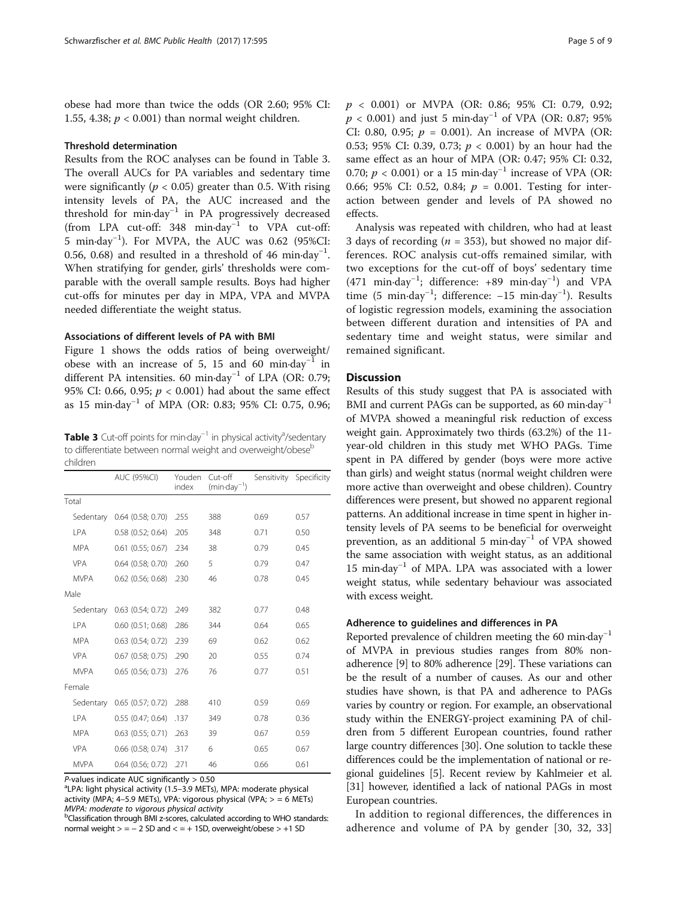obese had more than twice the odds (OR 2.60; 95% CI: 1.55, 4.38; $p < 0.001$) than normal weight children.

#### Threshold determination

Results from the ROC analyses can be found in Table 3. The overall AUCs for PA variables and sedentary time were significantly ($p < 0.05$) greater than 0.5. With rising intensity levels of PA, the AUC increased and the threshold for min·day$^{-1}$ in PA progressively decreased (from LPA cut-off: 348 min·day$^{-1}$ to VPA cut-off: 5 min·day$^{-1}$). For MVPA, the AUC was 0.62 (95%CI: 0.56, 0.68) and resulted in a threshold of 46 min·day$^{-1}$. When stratifying for gender, girls' thresholds were comparable with the overall sample results. Boys had higher cut-offs for minutes per day in MPA, VPA and MVPA needed differentiate the weight status.

#### Associations of different levels of PA with BMI

Figure 1 shows the odds ratios of being overweight/obese with an increase of 5, 15 and 60 min·day$^{-1}$ in different PA intensities. 60 min·day$^{-1}$ of LPA (OR: 0.79; 95% CI: 0.66, 0.95; $p < 0.001$) had about the same effect as 15 min·day$^{-1}$ of MPA (OR: 0.83; 95% CI: 0.75, 0.96; $p < 0.001$) or MVPA (OR: 0.86; 95% CI: 0.79, 0.92; $p < 0.001$) and just 5 min·day$^{-1}$ of VPA (OR: 0.87; 95% CI: 0.80, 0.95; $p = 0.001$). An increase of MVPA (OR: 0.53; 95% CI: 0.39, 0.73; $p < 0.001$) by an hour had the same effect as an hour of MPA (OR: 0.47; 95% CI: 0.32, 0.70; $p < 0.001$) or a 15 min·day$^{-1}$ increase of VPA (OR: 0.66; 95% CI: 0.52, 0.84; $p = 0.001$. Testing for interaction between gender and levels of PA showed no effects.

Analysis was repeated with children, who had at least 3 days of recording ($n = 353$), but showed no major differences. ROC analysis cut-offs remained similar, with two exceptions for the cut-off of boys' sedentary time (471 min·day$^{-1}$; difference: +89 min·day$^{-1}$) and VPA time (5 min·day$^{-1}$; difference: −15 min·day$^{-1}$). Results of logistic regression models, examining the association between different duration and intensities of PA and sedentary time and weight status, were similar and remained significant.

**Table 3** Cut-off points for min·day$^{-1}$ in physical activity[a]/sedentary to differentiate between normal weight and overweight/obese[b] children

| | AUC (95%CI) | Youden index | Cut-off (min·day$^{-1}$) | Sensitivity | Specificity |
|---|---|---|---|---|---|
| Total | | | | | |
| Sedentary | 0.64 (0.58; 0.70) | .255 | 388 | 0.69 | 0.57 |
| LPA | 0.58 (0.52; 0.64) | .205 | 348 | 0.71 | 0.50 |
| MPA | 0.61 (0.55; 0.67) | .234 | 38 | 0.79 | 0.45 |
| VPA | 0.64 (0.58; 0.70) | .260 | 5 | 0.79 | 0.47 |
| MVPA | 0.62 (0.56; 0.68) | .230 | 46 | 0.78 | 0.45 |
| Male | | | | | |
| Sedentary | 0.63 (0.54; 0.72) | .249 | 382 | 0.77 | 0.48 |
| LPA | 0.60 (0.51; 0.68) | .286 | 344 | 0.64 | 0.65 |
| MPA | 0.63 (0.54; 0.72) | .239 | 69 | 0.62 | 0.62 |
| VPA | 0.67 (0.58; 0.75) | .290 | 20 | 0.55 | 0.74 |
| MVPA | 0.65 (0.56; 0.73) | .276 | 76 | 0.77 | 0.51 |
| Female | | | | | |
| Sedentary | 0.65 (0.57; 0.72) | .288 | 410 | 0.59 | 0.69 |
| LPA | 0.55 (0.47; 0.64) | .137 | 349 | 0.78 | 0.36 |
| MPA | 0.63 (0.55; 0.71) | .263 | 39 | 0.67 | 0.59 |
| VPA | 0.66 (0.58; 0.74) | .317 | 6 | 0.65 | 0.67 |
| MVPA | 0.64 (0.56; 0.72) | .271 | 46 | 0.66 | 0.61 |

*P*-values indicate AUC significantly > 0.50
[a]LPA: light physical activity (1.5–3.9 METs), MPA: moderate physical activity (MPA; 4–5.9 METs), VPA: vigorous physical (VPA; > = 6 METs) *MVPA: moderate to vigorous physical activity*
[b]Classification through BMI z-scores, calculated according to WHO standards: normal weight > = − 2 SD and < = + 1SD, overweight/obese > +1 SD

## Discussion

Results of this study suggest that PA is associated with BMI and current PAGs can be supported, as 60 min·day$^{-1}$ of MVPA showed a meaningful risk reduction of excess weight gain. Approximately two thirds (63.2%) of the 11-year-old children in this study met WHO PAGs. Time spent in PA differed by gender (boys were more active than girls) and weight status (normal weight children were more active than overweight and obese children). Country differences were present, but showed no apparent regional patterns. An additional increase in time spent in higher intensity levels of PA seems to be beneficial for overweight prevention, as an additional 5 min·day$^{-1}$ of VPA showed the same association with weight status, as an additional 15 min·day$^{-1}$ of MPA. LPA was associated with a lower weight status, while sedentary behaviour was associated with excess weight.

#### Adherence to guidelines and differences in PA

Reported prevalence of children meeting the 60 min·day$^{-1}$ of MVPA in previous studies ranges from 80% non-adherence [9] to 80% adherence [29]. These variations can be the result of a number of causes. As our and other studies have shown, is that PA and adherence to PAGs varies by country or region. For example, an observational study within the ENERGY-project examining PA of children from 5 different European countries, found rather large country differences [30]. One solution to tackle these differences could be the implementation of national or regional guidelines [5]. Recent review by Kahlmeier et al. [31] however, identified a lack of national PAGs in most European countries.

In addition to regional differences, the differences in adherence and volume of PA by gender [30, 32, 33]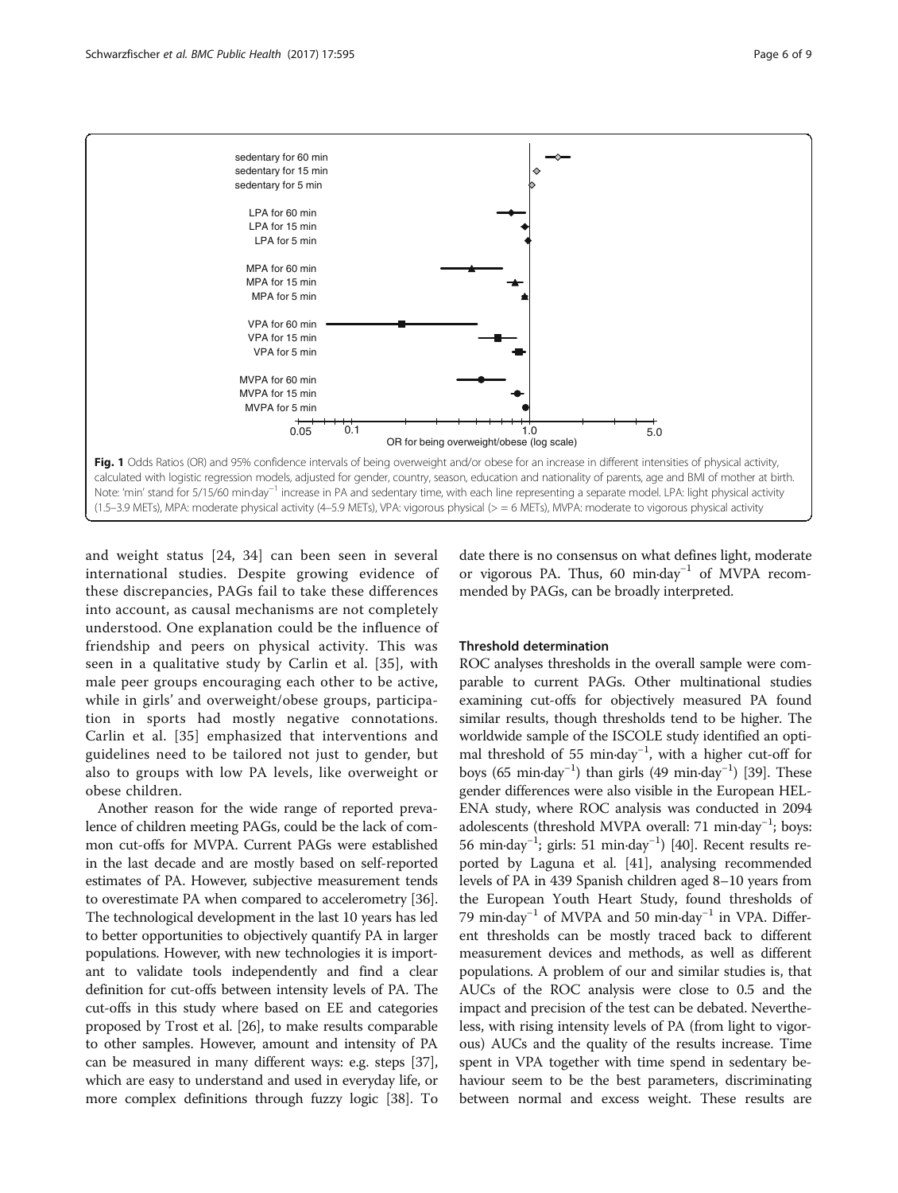**Fig. 1** Odds Ratios (OR) and 95% confidence intervals of being overweight and/or obese for an increase in different intensities of physical activity, calculated with logistic regression models, adjusted for gender, country, season, education and nationality of parents, age and BMI of mother at birth. Note: 'min' stand for 5/15/60 min·day$^{-1}$ increase in PA and sedentary time, with each line representing a separate model. LPA: light physical activity (1.5–3.9 METs), MPA: moderate physical activity (4–5.9 METs), VPA: vigorous physical (> = 6 METs), MVPA: moderate to vigorous physical activity

and weight status [24, 34] can been seen in several international studies. Despite growing evidence of these discrepancies, PAGs fail to take these differences into account, as causal mechanisms are not completely understood. One explanation could be the influence of friendship and peers on physical activity. This was seen in a qualitative study by Carlin et al. [35], with male peer groups encouraging each other to be active, while in girls' and overweight/obese groups, participation in sports had mostly negative connotations. Carlin et al. [35] emphasized that interventions and guidelines need to be tailored not just to gender, but also to groups with low PA levels, like overweight or obese children.

Another reason for the wide range of reported prevalence of children meeting PAGs, could be the lack of common cut-offs for MVPA. Current PAGs were established in the last decade and are mostly based on self-reported estimates of PA. However, subjective measurement tends to overestimate PA when compared to accelerometry [36]. The technological development in the last 10 years has led to better opportunities to objectively quantify PA in larger populations. However, with new technologies it is important to validate tools independently and find a clear definition for cut-offs between intensity levels of PA. The cut-offs in this study where based on EE and categories proposed by Trost et al. [26], to make results comparable to other samples. However, amount and intensity of PA can be measured in many different ways: e.g. steps [37], which are easy to understand and used in everyday life, or more complex definitions through fuzzy logic [38]. To date there is no consensus on what defines light, moderate or vigorous PA. Thus, 60 min·day$^{-1}$ of MVPA recommended by PAGs, can be broadly interpreted.

### Threshold determination

ROC analyses thresholds in the overall sample were comparable to current PAGs. Other multinational studies examining cut-offs for objectively measured PA found similar results, though thresholds tend to be higher. The worldwide sample of the ISCOLE study identified an optimal threshold of 55 min·day$^{-1}$, with a higher cut-off for boys (65 min·day$^{-1}$) than girls (49 min·day$^{-1}$) [39]. These gender differences were also visible in the European HELENA study, where ROC analysis was conducted in 2094 adolescents (threshold MVPA overall: 71 min·day$^{-1}$; boys: 56 min·day$^{-1}$; girls: 51 min·day$^{-1}$) [40]. Recent results reported by Laguna et al. [41], analysing recommended levels of PA in 439 Spanish children aged 8–10 years from the European Youth Heart Study, found thresholds of 79 min·day$^{-1}$ of MVPA and 50 min·day$^{-1}$ in VPA. Different thresholds can be mostly traced back to different measurement devices and methods, as well as different populations. A problem of our and similar studies is, that AUCs of the ROC analysis were close to 0.5 and the impact and precision of the test can be debated. Nevertheless, with rising intensity levels of PA (from light to vigorous) AUCs and the quality of the results increase. Time spent in VPA together with time spend in sedentary behaviour seem to be the best parameters, discriminating between normal and excess weight. These results are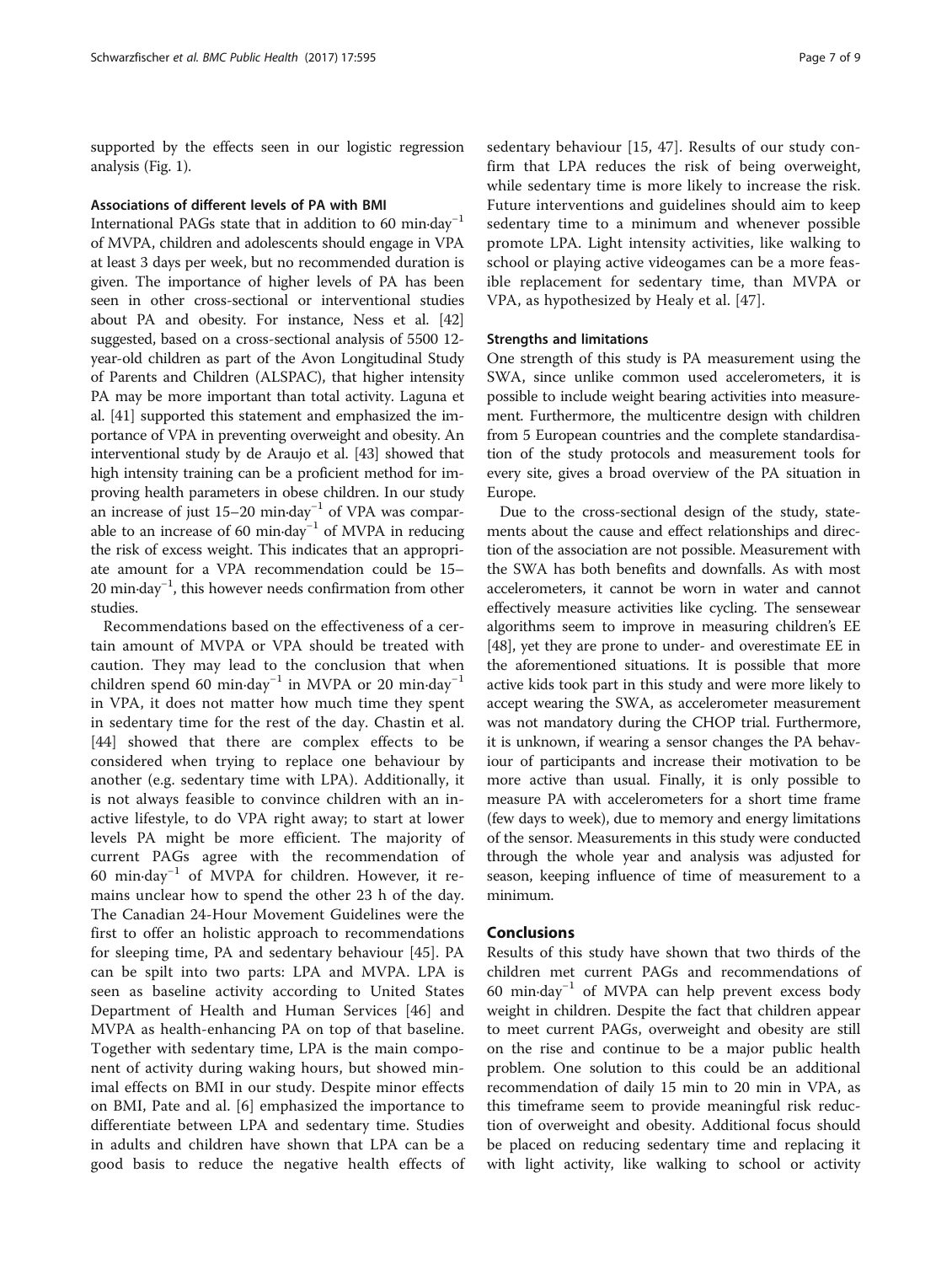supported by the effects seen in our logistic regression analysis (Fig. 1).

### Associations of different levels of PA with BMI

International PAGs state that in addition to 60 min·day$^{-1}$ of MVPA, children and adolescents should engage in VPA at least 3 days per week, but no recommended duration is given. The importance of higher levels of PA has been seen in other cross-sectional or interventional studies about PA and obesity. For instance, Ness et al. [42] suggested, based on a cross-sectional analysis of 5500 12-year-old children as part of the Avon Longitudinal Study of Parents and Children (ALSPAC), that higher intensity PA may be more important than total activity. Laguna et al. [41] supported this statement and emphasized the importance of VPA in preventing overweight and obesity. An interventional study by de Araujo et al. [43] showed that high intensity training can be a proficient method for improving health parameters in obese children. In our study an increase of just 15–20 min·day$^{-1}$ of VPA was comparable to an increase of 60 min·day$^{-1}$ of MVPA in reducing the risk of excess weight. This indicates that an appropriate amount for a VPA recommendation could be 15–20 min·day$^{-1}$, this however needs confirmation from other studies.

Recommendations based on the effectiveness of a certain amount of MVPA or VPA should be treated with caution. They may lead to the conclusion that when children spend 60 min·day$^{-1}$ in MVPA or 20 min·day$^{-1}$ in VPA, it does not matter how much time they spent in sedentary time for the rest of the day. Chastin et al. [44] showed that there are complex effects to be considered when trying to replace one behaviour by another (e.g. sedentary time with LPA). Additionally, it is not always feasible to convince children with an inactive lifestyle, to do VPA right away; to start at lower levels PA might be more efficient. The majority of current PAGs agree with the recommendation of 60 min·day$^{-1}$ of MVPA for children. However, it remains unclear how to spend the other 23 h of the day. The Canadian 24-Hour Movement Guidelines were the first to offer an holistic approach to recommendations for sleeping time, PA and sedentary behaviour [45]. PA can be spilt into two parts: LPA and MVPA. LPA is seen as baseline activity according to United States Department of Health and Human Services [46] and MVPA as health-enhancing PA on top of that baseline. Together with sedentary time, LPA is the main component of activity during waking hours, but showed minimal effects on BMI in our study. Despite minor effects on BMI, Pate and al. [6] emphasized the importance to differentiate between LPA and sedentary time. Studies in adults and children have shown that LPA can be a good basis to reduce the negative health effects of sedentary behaviour [15, 47]. Results of our study confirm that LPA reduces the risk of being overweight, while sedentary time is more likely to increase the risk. Future interventions and guidelines should aim to keep sedentary time to a minimum and whenever possible promote LPA. Light intensity activities, like walking to school or playing active videogames can be a more feasible replacement for sedentary time, than MVPA or VPA, as hypothesized by Healy et al. [47].

### Strengths and limitations

One strength of this study is PA measurement using the SWA, since unlike common used accelerometers, it is possible to include weight bearing activities into measurement. Furthermore, the multicentre design with children from 5 European countries and the complete standardisation of the study protocols and measurement tools for every site, gives a broad overview of the PA situation in Europe.

Due to the cross-sectional design of the study, statements about the cause and effect relationships and direction of the association are not possible. Measurement with the SWA has both benefits and downfalls. As with most accelerometers, it cannot be worn in water and cannot effectively measure activities like cycling. The sensewear algorithms seem to improve in measuring children's EE [48], yet they are prone to under- and overestimate EE in the aforementioned situations. It is possible that more active kids took part in this study and were more likely to accept wearing the SWA, as accelerometer measurement was not mandatory during the CHOP trial. Furthermore, it is unknown, if wearing a sensor changes the PA behaviour of participants and increase their motivation to be more active than usual. Finally, it is only possible to measure PA with accelerometers for a short time frame (few days to week), due to memory and energy limitations of the sensor. Measurements in this study were conducted through the whole year and analysis was adjusted for season, keeping influence of time of measurement to a minimum.

## Conclusions

Results of this study have shown that two thirds of the children met current PAGs and recommendations of 60 min·day$^{-1}$ of MVPA can help prevent excess body weight in children. Despite the fact that children appear to meet current PAGs, overweight and obesity are still on the rise and continue to be a major public health problem. One solution to this could be an additional recommendation of daily 15 min to 20 min in VPA, as this timeframe seem to provide meaningful risk reduction of overweight and obesity. Additional focus should be placed on reducing sedentary time and replacing it with light activity, like walking to school or activity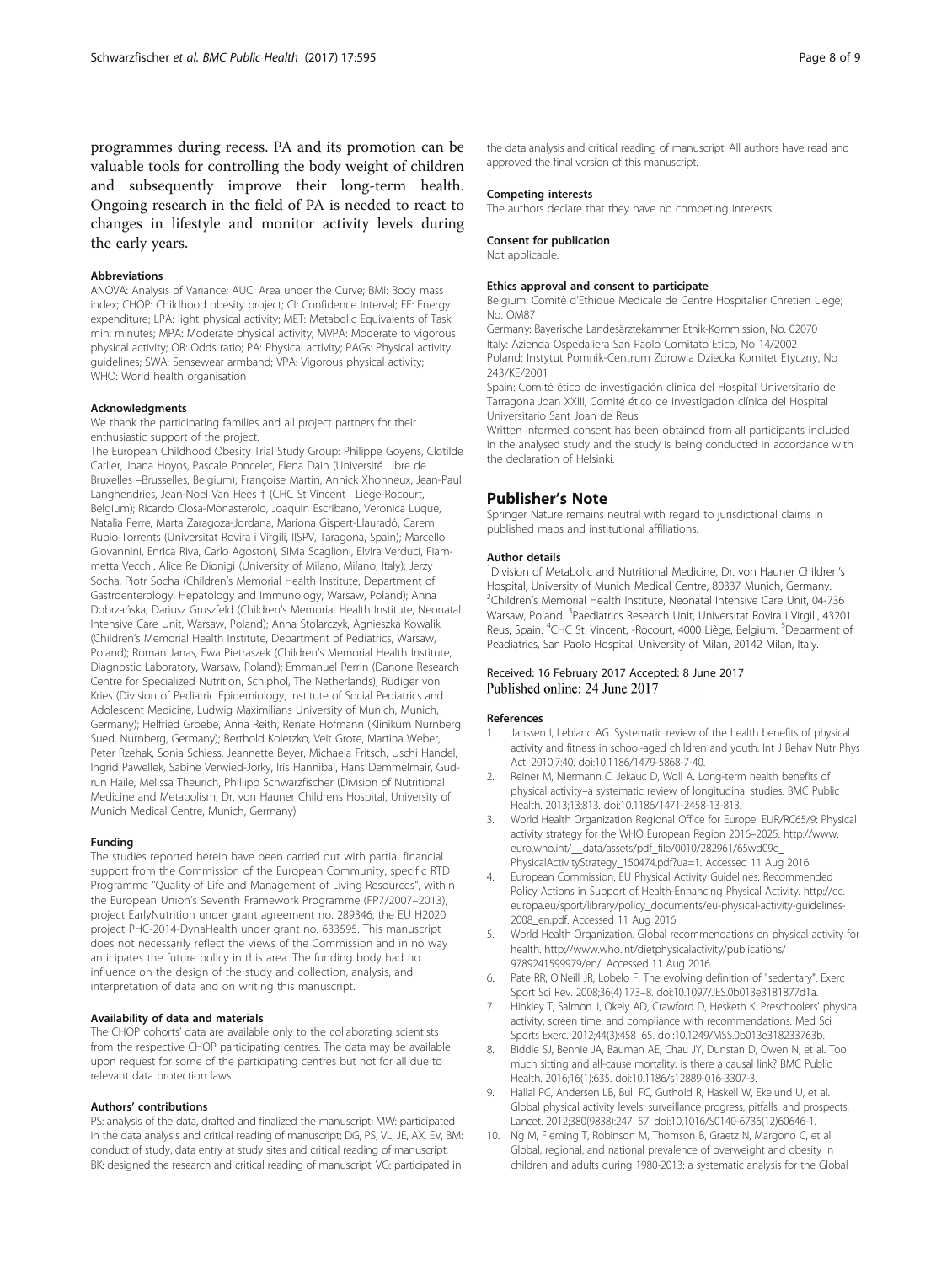programmes during recess. PA and its promotion can be valuable tools for controlling the body weight of children and subsequently improve their long-term health. Ongoing research in the field of PA is needed to react to changes in lifestyle and monitor activity levels during the early years.

### Abbreviations

ANOVA: Analysis of Variance; AUC: Area under the Curve; BMI: Body mass index; CHOP: Childhood obesity project; CI: Confidence Interval; EE: Energy expenditure; LPA: light physical activity; MET: Metabolic Equivalents of Task; min: minutes; MPA: Moderate physical activity; MVPA: Moderate to vigorous physical activity; OR: Odds ratio; PA: Physical activity; PAGs: Physical activity guidelines; SWA: Sensewear armband; VPA: Vigorous physical activity; WHO: World health organisation

### Acknowledgments

We thank the participating families and all project partners for their enthusiastic support of the project.

The European Childhood Obesity Trial Study Group: Philippe Goyens, Clotilde Carlier, Joana Hoyos, Pascale Poncelet, Elena Dain (Université Libre de Bruxelles –Brusselles, Belgium); Françoise Martin, Annick Xhonneux, Jean-Paul Langhendries, Jean-Noel Van Hees † (CHC St Vincent –Liège-Rocourt, Belgium); Ricardo Closa-Monasterolo, Joaquin Escribano, Veronica Luque, Natalia Ferre, Marta Zaragoza-Jordana, Mariona Gispert-Llauradó, Carem Rubio-Torrents (Universitat Rovira i Virgili, IISPV, Taragona, Spain); Marcello Giovannini, Enrica Riva, Carlo Agostoni, Silvia Scaglioni, Elvira Verduci, Fiammetta Vecchi, Alice Re Dionigi (University of Milano, Milano, Italy); Jerzy Socha, Piotr Socha (Children's Memorial Health Institute, Department of Gastroenterology, Hepatology and Immunology, Warsaw, Poland); Anna Dobrzańska, Dariusz Gruszfeld (Children's Memorial Health Institute, Neonatal Intensive Care Unit, Warsaw, Poland); Anna Stolarczyk, Agnieszka Kowalik (Children's Memorial Health Institute, Department of Pediatrics, Warsaw, Poland); Roman Janas, Ewa Pietraszek (Children's Memorial Health Institute, Diagnostic Laboratory, Warsaw, Poland); Emmanuel Perrin (Danone Research Centre for Specialized Nutrition, Schiphol, The Netherlands); Rüdiger von Kries (Division of Pediatric Epidemiology, Institute of Social Pediatrics and Adolescent Medicine, Ludwig Maximilians University of Munich, Munich, Germany); Helfried Groebe, Anna Reith, Renate Hofmann (Klinikum Nurnberg Sued, Nurnberg, Germany); Berthold Koletzko, Veit Grote, Martina Weber, Peter Rzehak, Sonia Schiess, Jeannette Beyer, Michaela Fritsch, Uschi Handel, Ingrid Pawellek, Sabine Verwied-Jorky, Iris Hannibal, Hans Demmelmair, Gudrun Haile, Melissa Theurich, Phillipp Schwarzfischer (Division of Nutritional Medicine and Metabolism, Dr. von Hauner Childrens Hospital, University of Munich Medical Centre, Munich, Germany)

### Funding

The studies reported herein have been carried out with partial financial support from the Commission of the European Community, specific RTD Programme "Quality of Life and Management of Living Resources", within the European Union's Seventh Framework Programme (FP7/2007–2013), project EarlyNutrition under grant agreement no. 289346, the EU H2020 project PHC-2014-DynaHealth under grant no. 633595. This manuscript does not necessarily reflect the views of the Commission and in no way anticipates the future policy in this area. The funding body had no influence on the design of the study and collection, analysis, and interpretation of data and on writing this manuscript.

### Availability of data and materials

The CHOP cohorts' data are available only to the collaborating scientists from the respective CHOP participating centres. The data may be available upon request for some of the participating centres but not for all due to relevant data protection laws.

### Authors' contributions

PS: analysis of the data, drafted and finalized the manuscript; MW: participated in the data analysis and critical reading of manuscript; DG, PS, VL, JE, AX, EV, BM: conduct of study, data entry at study sites and critical reading of manuscript; BK: designed the research and critical reading of manuscript; VG: participated in the data analysis and critical reading of manuscript. All authors have read and approved the final version of this manuscript.

### Competing interests

The authors declare that they have no competing interests.

### Consent for publication

Not applicable.

### Ethics approval and consent to participate

Belgium: Comitè d'Ethique Medicale de Centre Hospitalier Chretien Liege; No. OM87

Germany: Bayerische Landesärztekammer Ethik-Kommission, No. 02070

Italy: Azienda Ospedaliera San Paolo Comitato Etico, No 14/2002

Poland: Instytut Pomnik-Centrum Zdrowia Dziecka Komitet Etyczny, No 243/KE/2001

Spain: Comité ético de investigación clínica del Hospital Universitario de Tarragona Joan XXIII, Comité ético de investigación clínica del Hospital Universitario Sant Joan de Reus

Written informed consent has been obtained from all participants included in the analysed study and the study is being conducted in accordance with the declaration of Helsinki.

## Publisher's Note

Springer Nature remains neutral with regard to jurisdictional claims in published maps and institutional affiliations.

### Author details

[1]Division of Metabolic and Nutritional Medicine, Dr. von Hauner Children's Hospital, University of Munich Medical Centre, 80337 Munich, Germany. [2]Children's Memorial Health Institute, Neonatal Intensive Care Unit, 04-736 Warsaw, Poland. [3]Paediatrics Research Unit, Universitat Rovira i Virgili, 43201 Reus, Spain. [4]CHC St. Vincent, -Rocourt, 4000 Liège, Belgium. [5]Deparment of Peadiatrics, San Paolo Hospital, University of Milan, 20142 Milan, Italy.

Received: 16 February 2017 Accepted: 8 June 2017
Published online: 24 June 2017

### References

1. Janssen I, Leblanc AG. Systematic review of the health benefits of physical activity and fitness in school-aged children and youth. Int J Behav Nutr Phys Act. 2010;7:40. doi:10.1186/1479-5868-7-40.
2. Reiner M, Niermann C, Jekauc D, Woll A. Long-term health benefits of physical activity–a systematic review of longitudinal studies. BMC Public Health. 2013;13:813. doi:10.1186/1471-2458-13-813.
3. World Health Organization Regional Office for Europe. EUR/RC65/9: Physical activity strategy for the WHO European Region 2016–2025. http://www.euro.who.int/__data/assets/pdf_file/0010/282961/65wd09e_PhysicalActivityStrategy_150474.pdf?ua=1. Accessed 11 Aug 2016.
4. European Commission. EU Physical Activity Guidelines: Recommended Policy Actions in Support of Health-Enhancing Physical Activity. http://ec.europa.eu/sport/library/policy_documents/eu-physical-activity-guidelines-2008_en.pdf. Accessed 11 Aug 2016.
5. World Health Organization. Global recommendations on physical activity for health. http://www.who.int/dietphysicalactivity/publications/9789241599979/en/. Accessed 11 Aug 2016.
6. Pate RR, O'Neill JR, Lobelo F. The evolving definition of "sedentary". Exerc Sport Sci Rev. 2008;36(4):173–8. doi:10.1097/JES.0b013e3181877d1a.
7. Hinkley T, Salmon J, Okely AD, Crawford D, Hesketh K. Preschoolers' physical activity, screen time, and compliance with recommendations. Med Sci Sports Exerc. 2012;44(3):458–65. doi:10.1249/MSS.0b013e318233763b.
8. Biddle SJ, Bennie JA, Bauman AE, Chau JY, Dunstan D, Owen N, et al. Too much sitting and all-cause mortality: is there a causal link? BMC Public Health. 2016;16(1):635. doi:10.1186/s12889-016-3307-3.
9. Hallal PC, Andersen LB, Bull FC, Guthold R, Haskell W, Ekelund U, et al. Global physical activity levels: surveillance progress, pitfalls, and prospects. Lancet. 2012;380(9838):247–57. doi:10.1016/S0140-6736(12)60646-1.
10. Ng M, Fleming T, Robinson M, Thomson B, Graetz N, Margono C, et al. Global, regional, and national prevalence of overweight and obesity in children and adults during 1980-2013: a systematic analysis for the Global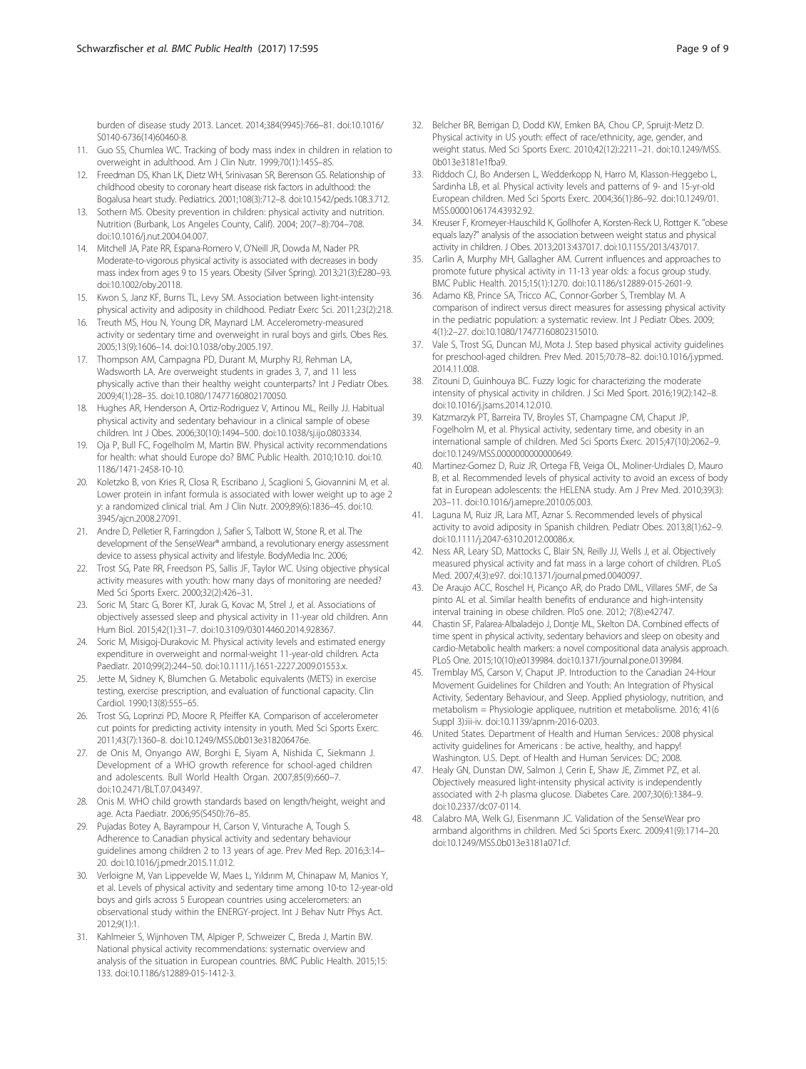burden of disease study 2013. Lancet. 2014;384(9945):766–81. doi:10.1016/S0140-6736(14)60460-8.

11. Guo SS, Chumlea WC. Tracking of body mass index in children in relation to overweight in adulthood. Am J Clin Nutr. 1999;70(1):145S–8S.
12. Freedman DS, Khan LK, Dietz WH, Srinivasan SR, Berenson GS. Relationship of childhood obesity to coronary heart disease risk factors in adulthood: the Bogalusa heart study. Pediatrics. 2001;108(3):712–8. doi:10.1542/peds.108.3.712.
13. Sothern MS. Obesity prevention in children: physical activity and nutrition. Nutrition (Burbank, Los Angeles County, Calif). 2004; 20(7–8):704–708. doi:10.1016/j.nut.2004.04.007.
14. Mitchell JA, Pate RR, Espana-Romero V, O'Neill JR, Dowda M, Nader PR. Moderate-to-vigorous physical activity is associated with decreases in body mass index from ages 9 to 15 years. Obesity (Silver Spring). 2013;21(3):E280–93. doi:10.1002/oby.20118.
15. Kwon S, Janz KF, Burns TL, Levy SM. Association between light-intensity physical activity and adiposity in childhood. Pediatr Exerc Sci. 2011;23(2):218.
16. Treuth MS, Hou N, Young DR, Maynard LM. Accelerometry-measured activity or sedentary time and overweight in rural boys and girls. Obes Res. 2005;13(9):1606–14. doi:10.1038/oby.2005.197.
17. Thompson AM, Campagna PD, Durant M, Murphy RJ, Rehman LA, Wadsworth LA. Are overweight students in grades 3, 7, and 11 less physically active than their healthy weight counterparts? Int J Pediatr Obes. 2009;4(1):28–35. doi:10.1080/17477160802170050.
18. Hughes AR, Henderson A, Ortiz-Rodriguez V, Artinou ML, Reilly JJ. Habitual physical activity and sedentary behaviour in a clinical sample of obese children. Int J Obes. 2006;30(10):1494–500. doi:10.1038/sj.ijo.0803334.
19. Oja P, Bull FC, Fogelholm M, Martin BW. Physical activity recommendations for health: what should Europe do? BMC Public Health. 2010;10:10. doi:10.1186/1471-2458-10-10.
20. Koletzko B, von Kries R, Closa R, Escribano J, Scaglioni S, Giovannini M, et al. Lower protein in infant formula is associated with lower weight up to age 2 y: a randomized clinical trial. Am J Clin Nutr. 2009;89(6):1836–45. doi:10.3945/ajcn.2008.27091.
21. Andre D, Pelletier R, Farringdon J, Safier S, Talbott W, Stone R, et al. The development of the SenseWear® armband, a revolutionary energy assessment device to assess physical activity and lifestyle. BodyMedia Inc. 2006;
22. Trost SG, Pate RR, Freedson PS, Sallis JF, Taylor WC. Using objective physical activity measures with youth: how many days of monitoring are needed? Med Sci Sports Exerc. 2000;32(2):426–31.
23. Soric M, Starc G, Borer KT, Jurak G, Kovac M, Strel J, et al. Associations of objectively assessed sleep and physical activity in 11-year old children. Ann Hum Biol. 2015;42(1):31–7. doi:10.3109/03014460.2014.928367.
24. Soric M, Misigoj-Durakovic M. Physical activity levels and estimated energy expenditure in overweight and normal-weight 11-year-old children. Acta Paediatr. 2010;99(2):244–50. doi:10.1111/j.1651-2227.2009.01553.x.
25. Jette M, Sidney K, Blumchen G. Metabolic equivalents (METS) in exercise testing, exercise prescription, and evaluation of functional capacity. Clin Cardiol. 1990;13(8):555–65.
26. Trost SG, Loprinzi PD, Moore R, Pfeiffer KA. Comparison of accelerometer cut points for predicting activity intensity in youth. Med Sci Sports Exerc. 2011;43(7):1360–8. doi:10.1249/MSS.0b013e318206476e.
27. de Onis M, Onyango AW, Borghi E, Siyam A, Nishida C, Siekmann J. Development of a WHO growth reference for school-aged children and adolescents. Bull World Health Organ. 2007;85(9):660–7. doi:10.2471/BLT.07.043497.
28. Onis M. WHO child growth standards based on length/height, weight and age. Acta Paediatr. 2006;95(S450):76–85.
29. Pujadas Botey A, Bayrampour H, Carson V, Vinturache A, Tough S. Adherence to Canadian physical activity and sedentary behaviour guidelines among children 2 to 13 years of age. Prev Med Rep. 2016;3:14–20. doi:10.1016/j.pmedr.2015.11.012.
30. Verloigne M, Van Lippevelde W, Maes L, Yıldırım M, Chinapaw M, Manios Y, et al. Levels of physical activity and sedentary time among 10-to 12-year-old boys and girls across 5 European countries using accelerometers: an observational study within the ENERGY-project. Int J Behav Nutr Phys Act. 2012;9(1):1.
31. Kahlmeier S, Wijnhoven TM, Alpiger P, Schweizer C, Breda J, Martin BW. National physical activity recommendations: systematic overview and analysis of the situation in European countries. BMC Public Health. 2015;15:133. doi:10.1186/s12889-015-1412-3.
32. Belcher BR, Berrigan D, Dodd KW, Emken BA, Chou CP, Spruijt-Metz D. Physical activity in US youth: effect of race/ethnicity, age, gender, and weight status. Med Sci Sports Exerc. 2010;42(12):2211–21. doi:10.1249/MSS.0b013e3181e1fba9.
33. Riddoch CJ, Bo Andersen L, Wedderkopp N, Harro M, Klasson-Heggebo L, Sardinha LB, et al. Physical activity levels and patterns of 9- and 15-yr-old European children. Med Sci Sports Exerc. 2004;36(1):86–92. doi:10.1249/01.MSS.0000106174.43932.92.
34. Kreuser F, Kromeyer-Hauschild K, Gollhofer A, Korsten-Reck U, Rottger K. "obese equals lazy?" analysis of the association between weight status and physical activity in children. J Obes. 2013;2013:437017. doi:10.1155/2013/437017.
35. Carlin A, Murphy MH, Gallagher AM. Current influences and approaches to promote future physical activity in 11-13 year olds: a focus group study. BMC Public Health. 2015;15(1):1270. doi:10.1186/s12889-015-2601-9.
36. Adamo KB, Prince SA, Tricco AC, Connor-Gorber S, Tremblay M. A comparison of indirect versus direct measures for assessing physical activity in the pediatric population: a systematic review. Int J Pediatr Obes. 2009; 4(1):2–27. doi:10.1080/17477160802315010.
37. Vale S, Trost SG, Duncan MJ, Mota J. Step based physical activity guidelines for preschool-aged children. Prev Med. 2015;70:78–82. doi:10.1016/j.ypmed.2014.11.008.
38. Zitouni D, Guinhouya BC. Fuzzy logic for characterizing the moderate intensity of physical activity in children. J Sci Med Sport. 2016;19(2):142–8. doi:10.1016/j.jsams.2014.12.010.
39. Katzmarzyk PT, Barreira TV, Broyles ST, Champagne CM, Chaput JP, Fogelholm M, et al. Physical activity, sedentary time, and obesity in an international sample of children. Med Sci Sports Exerc. 2015;47(10):2062–9. doi:10.1249/MSS.0000000000000649.
40. Martinez-Gomez D, Ruiz JR, Ortega FB, Veiga OL, Moliner-Urdiales D, Mauro B, et al. Recommended levels of physical activity to avoid an excess of body fat in European adolescents: the HELENA study. Am J Prev Med. 2010;39(3):203–11. doi:10.1016/j.amepre.2010.05.003.
41. Laguna M, Ruiz JR, Lara MT, Aznar S. Recommended levels of physical activity to avoid adiposity in Spanish children. Pediatr Obes. 2013;8(1):62–9. doi:10.1111/j.2047-6310.2012.00086.x.
42. Ness AR, Leary SD, Mattocks C, Blair SN, Reilly JJ, Wells J, et al. Objectively measured physical activity and fat mass in a large cohort of children. PLoS Med. 2007;4(3):e97. doi:10.1371/journal.pmed.0040097.
43. De Araujo ACC, Roschel H, Picanço AR, do Prado DML, Villares SMF, de Sa pinto AL et al. Similar health benefits of endurance and high-intensity interval training in obese children. PloS one. 2012; 7(8):e42747.
44. Chastin SF, Palarea-Albaladejo J, Dontje ML, Skelton DA. Combined effects of time spent in physical activity, sedentary behaviors and sleep on obesity and cardio-Metabolic health markers: a novel compositional data analysis approach. PLoS One. 2015;10(10):e0139984. doi:10.1371/journal.pone.0139984.
45. Tremblay MS, Carson V, Chaput JP. Introduction to the Canadian 24-Hour Movement Guidelines for Children and Youth: An Integration of Physical Activity, Sedentary Behaviour, and Sleep. Applied physiology, nutrition, and metabolism = Physiologie appliquee, nutrition et metabolisme. 2016; 41(6 Suppl 3):iii-iv. doi:10.1139/apnm-2016-0203.
46. United States. Department of Health and Human Services.: 2008 physical activity guidelines for Americans : be active, healthy, and happy! Washington. U.S. Dept. of Health and Human Services: DC; 2008.
47. Healy GN, Dunstan DW, Salmon J, Cerin E, Shaw JE, Zimmet PZ, et al. Objectively measured light-intensity physical activity is independently associated with 2-h plasma glucose. Diabetes Care. 2007;30(6):1384–9. doi:10.2337/dc07-0114.
48. Calabro MA, Welk GJ, Eisenmann JC. Validation of the SenseWear pro armband algorithms in children. Med Sci Sports Exerc. 2009;41(9):1714–20. doi:10.1249/MSS.0b013e3181a071cf.